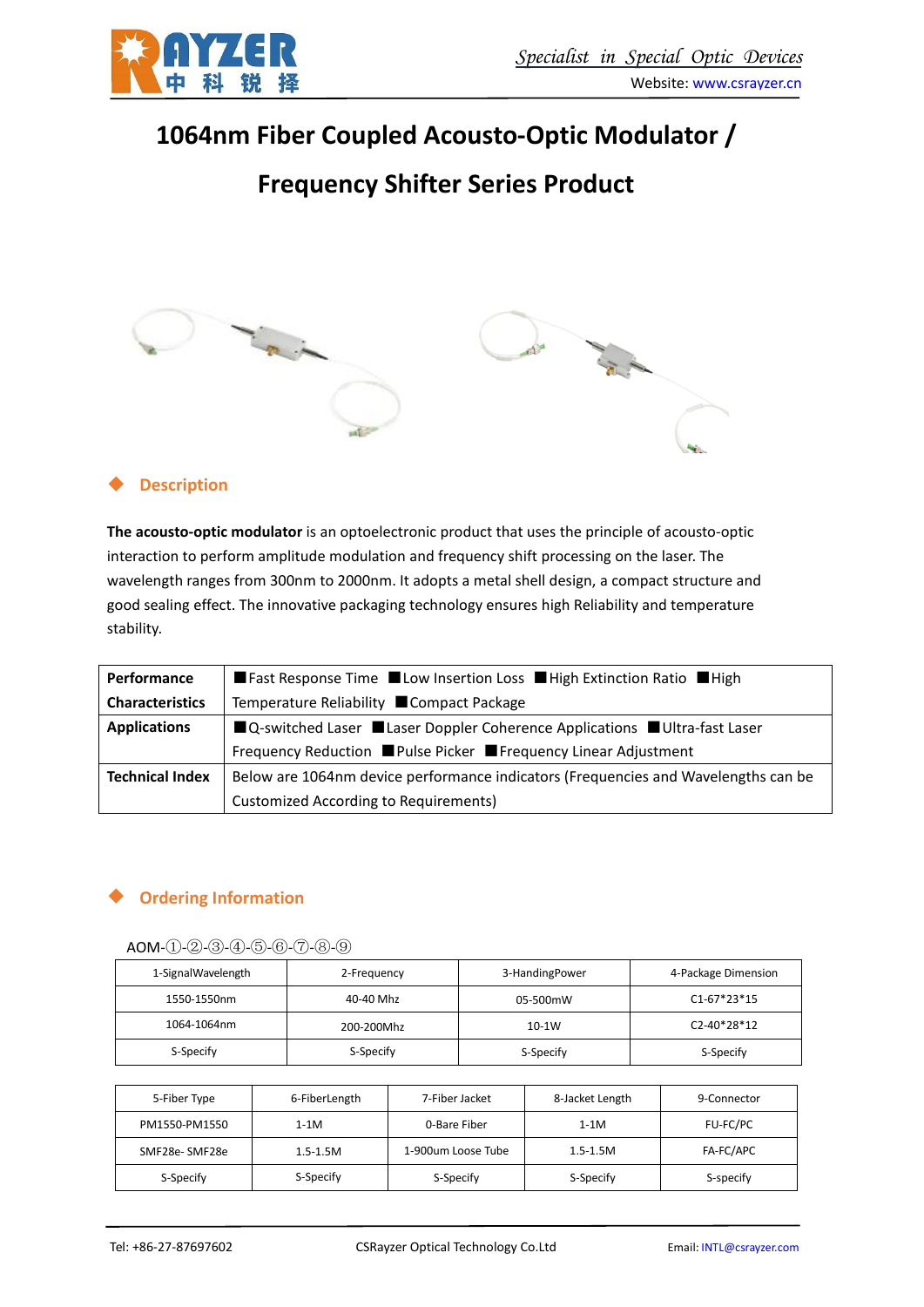# 1064nm Fiber Coupled Acousto-Optic Modulator / Frequency Shifter Series Product

## Description

**The acousto-optic modulator** is an optoelectronic product that uses the principle of acousto-optic interaction to perform amplitude modulation and frequency shift processing on the laser. The wavelength ranges from 300nm to 2000nm. It adopts a metal shell design, a compact structure and good sealing effect. The innovative packaging technology ensures high Reliability and temperature stability.

| | |
|---|---|
| **Performance Characteristics** | ■Fast Response Time ■Low Insertion Loss ■High Extinction Ratio ■High Temperature Reliability ■Compact Package |
| **Applications** | ■Q-switched Laser ■Laser Doppler Coherence Applications ■Ultra-fast Laser Frequency Reduction ■Pulse Picker ■Frequency Linear Adjustment |
| **Technical Index** | Below are 1064nm device performance indicators (Frequencies and Wavelengths can be Customized According to Requirements) |

## Ordering Information

AOM-①-②-③-④-⑤-⑥-⑦-⑧-⑨

| 1-SignalWavelength | 2-Frequency | 3-HandingPower | 4-Package Dimension |
|---|---|---|---|
| 1550-1550nm | 40-40 Mhz | 05-500mW | C1-67*23*15 |
| 1064-1064nm | 200-200Mhz | 10-1W | C2-40*28*12 |
| S-Specify | S-Specify | S-Specify | S-Specify |

| 5-Fiber Type | 6-FiberLength | 7-Fiber Jacket | 8-Jacket Length | 9-Connector |
|---|---|---|---|---|
| PM1550-PM1550 | 1-1M | 0-Bare Fiber | 1-1M | FU-FC/PC |
| SMF28e- SMF28e | 1.5-1.5M | 1-900um Loose Tube | 1.5-1.5M | FA-FC/APC |
| S-Specify | S-Specify | S-Specify | S-Specify | S-specify |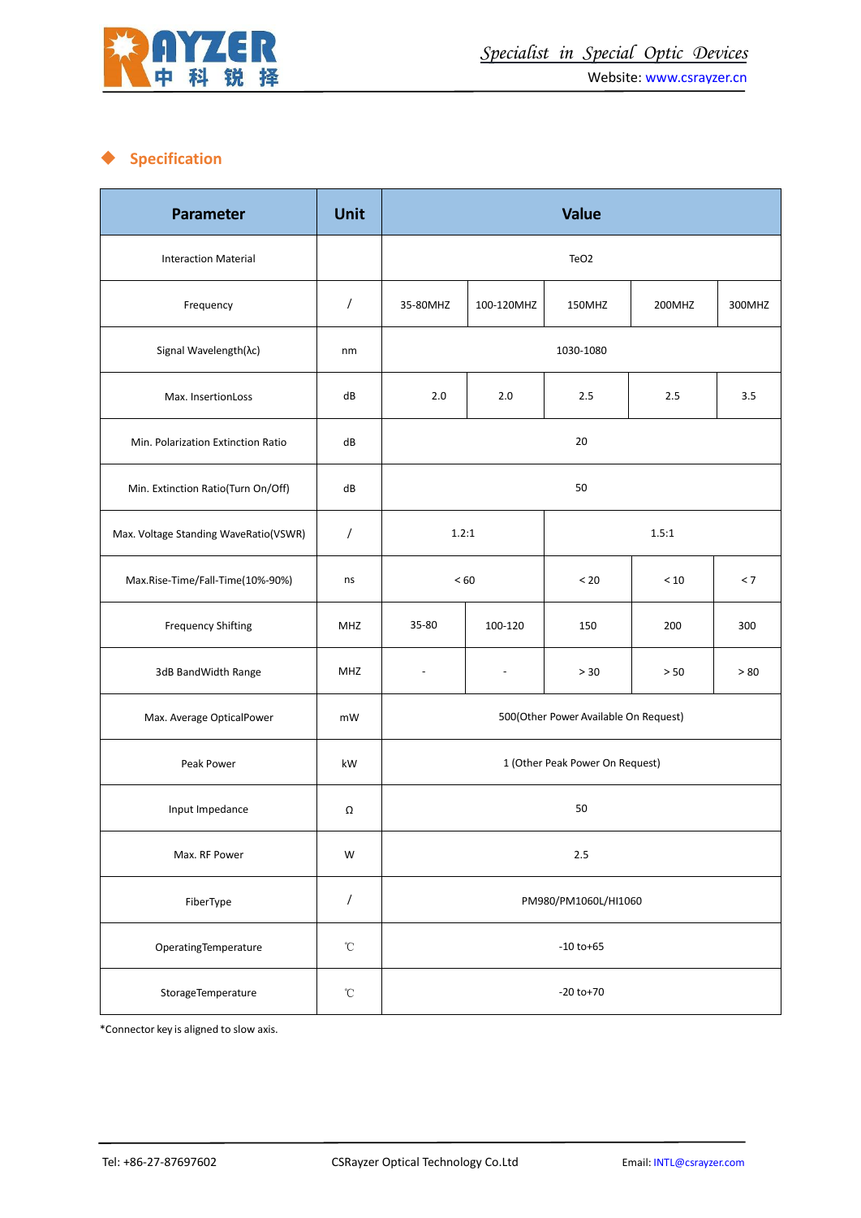## Specification

| Parameter | Unit | Value | | | | |
|---|---|---|---|---|---|---|
| Interaction Material | | TeO2 | | | | |
| Frequency | / | 35-80MHZ | 100-120MHZ | 150MHZ | 200MHZ | 300MHZ |
| Signal Wavelength(λc) | nm | 1030-1080 | | | | |
| Max. InsertionLoss | dB | 2.0 | 2.0 | 2.5 | 2.5 | 3.5 |
| Min. Polarization Extinction Ratio | dB | 20 | | | | |
| Min. Extinction Ratio(Turn On/Off) | dB | 50 | | | | |
| Max. Voltage Standing WaveRatio(VSWR) | / | 1.2:1 | | 1.5:1 | | |
| Max.Rise-Time/Fall-Time(10%-90%) | ns | < 60 | | < 20 | < 10 | < 7 |
| Frequency Shifting | MHZ | 35-80 | 100-120 | 150 | 200 | 300 |
| 3dB BandWidth Range | MHZ | - | - | > 30 | > 50 | > 80 |
| Max. Average OpticalPower | mW | 500(Other Power Available On Request) | | | | |
| Peak Power | kW | 1 (Other Peak Power On Request) | | | | |
| Input Impedance | Ω | 50 | | | | |
| Max. RF Power | W | 2.5 | | | | |
| FiberType | / | PM980/PM1060L/HI1060 | | | | |
| OperatingTemperature | ℃ | -10 to+65 | | | | |
| StorageTemperature | ℃ | -20 to+70 | | | | |

*Connector key is aligned to slow axis.